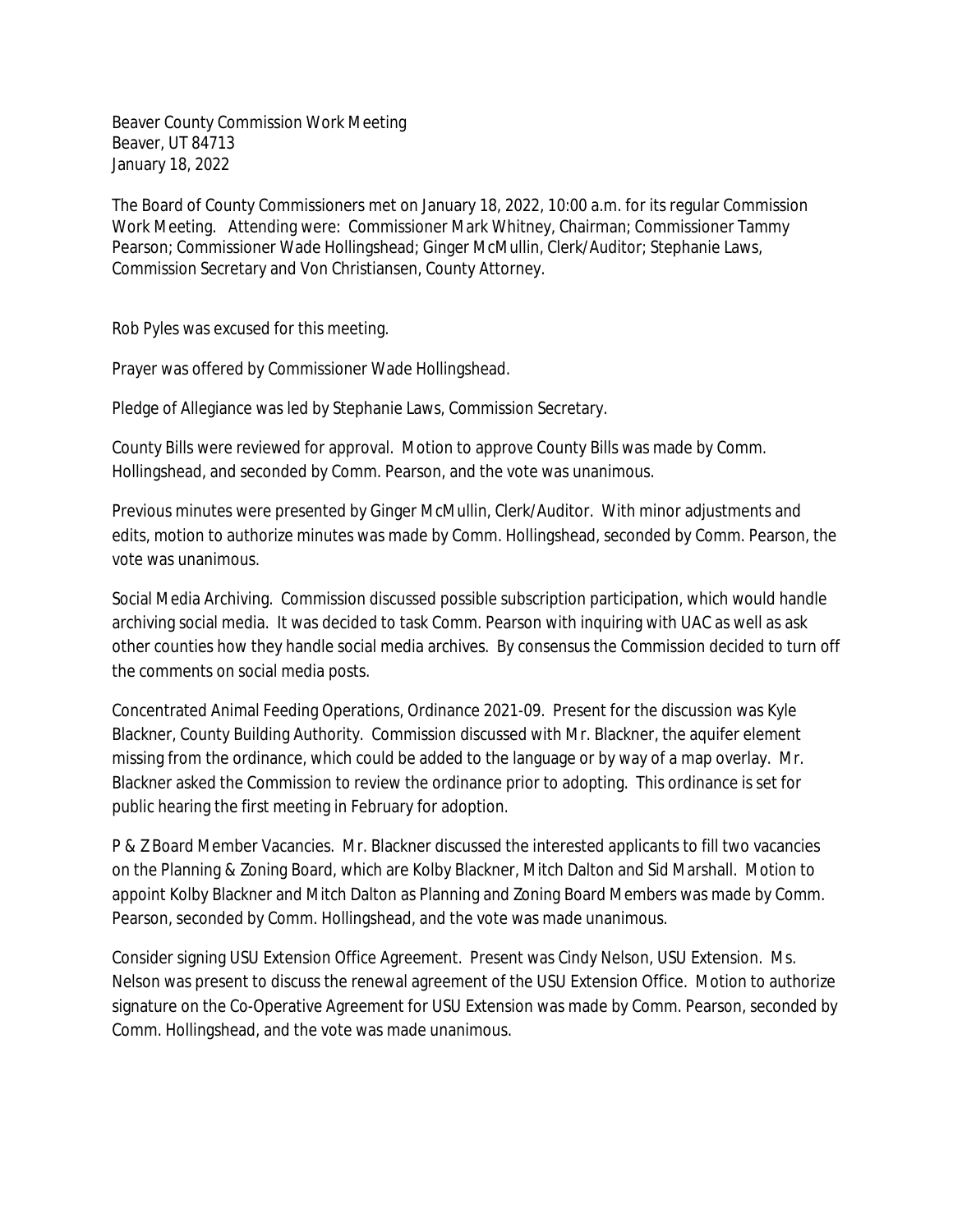Beaver County Commission Work Meeting
Beaver, UT 84713
January 18, 2022

The Board of County Commissioners met on January 18, 2022, 10:00 a.m. for its regular Commission Work Meeting. Attending were: Commissioner Mark Whitney, Chairman; Commissioner Tammy Pearson; Commissioner Wade Hollingshead; Ginger McMullin, Clerk/Auditor; Stephanie Laws, Commission Secretary and Von Christiansen, County Attorney.

Rob Pyles was excused for this meeting.

Prayer was offered by Commissioner Wade Hollingshead.

Pledge of Allegiance was led by Stephanie Laws, Commission Secretary.

County Bills were reviewed for approval. Motion to approve County Bills was made by Comm. Hollingshead, and seconded by Comm. Pearson, and the vote was unanimous.

Previous minutes were presented by Ginger McMullin, Clerk/Auditor. With minor adjustments and edits, motion to authorize minutes was made by Comm. Hollingshead, seconded by Comm. Pearson, the vote was unanimous.

Social Media Archiving. Commission discussed possible subscription participation, which would handle archiving social media. It was decided to task Comm. Pearson with inquiring with UAC as well as ask other counties how they handle social media archives. By consensus the Commission decided to turn off the comments on social media posts.

Concentrated Animal Feeding Operations, Ordinance 2021-09. Present for the discussion was Kyle Blackner, County Building Authority. Commission discussed with Mr. Blackner, the aquifer element missing from the ordinance, which could be added to the language or by way of a map overlay. Mr. Blackner asked the Commission to review the ordinance prior to adopting. This ordinance is set for public hearing the first meeting in February for adoption.

P & Z Board Member Vacancies. Mr. Blackner discussed the interested applicants to fill two vacancies on the Planning & Zoning Board, which are Kolby Blackner, Mitch Dalton and Sid Marshall. Motion to appoint Kolby Blackner and Mitch Dalton as Planning and Zoning Board Members was made by Comm. Pearson, seconded by Comm. Hollingshead, and the vote was made unanimous.

Consider signing USU Extension Office Agreement. Present was Cindy Nelson, USU Extension. Ms. Nelson was present to discuss the renewal agreement of the USU Extension Office. Motion to authorize signature on the Co-Operative Agreement for USU Extension was made by Comm. Pearson, seconded by Comm. Hollingshead, and the vote was made unanimous.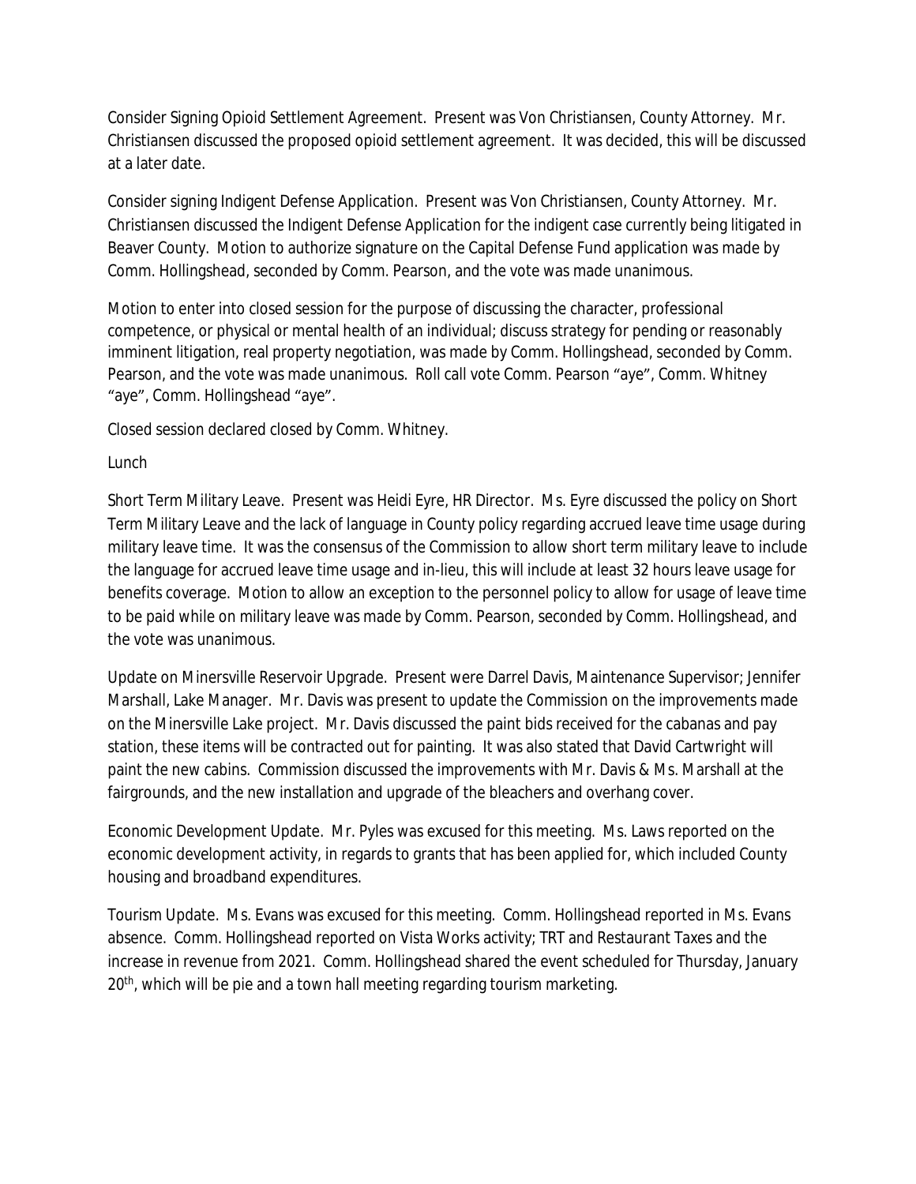Consider Signing Opioid Settlement Agreement. Present was Von Christiansen, County Attorney. Mr. Christiansen discussed the proposed opioid settlement agreement. It was decided, this will be discussed at a later date.

Consider signing Indigent Defense Application. Present was Von Christiansen, County Attorney. Mr. Christiansen discussed the Indigent Defense Application for the indigent case currently being litigated in Beaver County. Motion to authorize signature on the Capital Defense Fund application was made by Comm. Hollingshead, seconded by Comm. Pearson, and the vote was made unanimous.

Motion to enter into closed session for the purpose of discussing the character, professional competence, or physical or mental health of an individual; discuss strategy for pending or reasonably imminent litigation, real property negotiation, was made by Comm. Hollingshead, seconded by Comm. Pearson, and the vote was made unanimous. Roll call vote Comm. Pearson "aye", Comm. Whitney "aye", Comm. Hollingshead "aye".

Closed session declared closed by Comm. Whitney.

Lunch

Short Term Military Leave. Present was Heidi Eyre, HR Director. Ms. Eyre discussed the policy on Short Term Military Leave and the lack of language in County policy regarding accrued leave time usage during military leave time. It was the consensus of the Commission to allow short term military leave to include the language for accrued leave time usage and in-lieu, this will include at least 32 hours leave usage for benefits coverage. Motion to allow an exception to the personnel policy to allow for usage of leave time to be paid while on military leave was made by Comm. Pearson, seconded by Comm. Hollingshead, and the vote was unanimous.

Update on Minersville Reservoir Upgrade. Present were Darrel Davis, Maintenance Supervisor; Jennifer Marshall, Lake Manager. Mr. Davis was present to update the Commission on the improvements made on the Minersville Lake project. Mr. Davis discussed the paint bids received for the cabanas and pay station, these items will be contracted out for painting. It was also stated that David Cartwright will paint the new cabins. Commission discussed the improvements with Mr. Davis & Ms. Marshall at the fairgrounds, and the new installation and upgrade of the bleachers and overhang cover.

Economic Development Update. Mr. Pyles was excused for this meeting. Ms. Laws reported on the economic development activity, in regards to grants that has been applied for, which included County housing and broadband expenditures.

Tourism Update. Ms. Evans was excused for this meeting. Comm. Hollingshead reported in Ms. Evans absence. Comm. Hollingshead reported on Vista Works activity; TRT and Restaurant Taxes and the increase in revenue from 2021. Comm. Hollingshead shared the event scheduled for Thursday, January 20th, which will be pie and a town hall meeting regarding tourism marketing.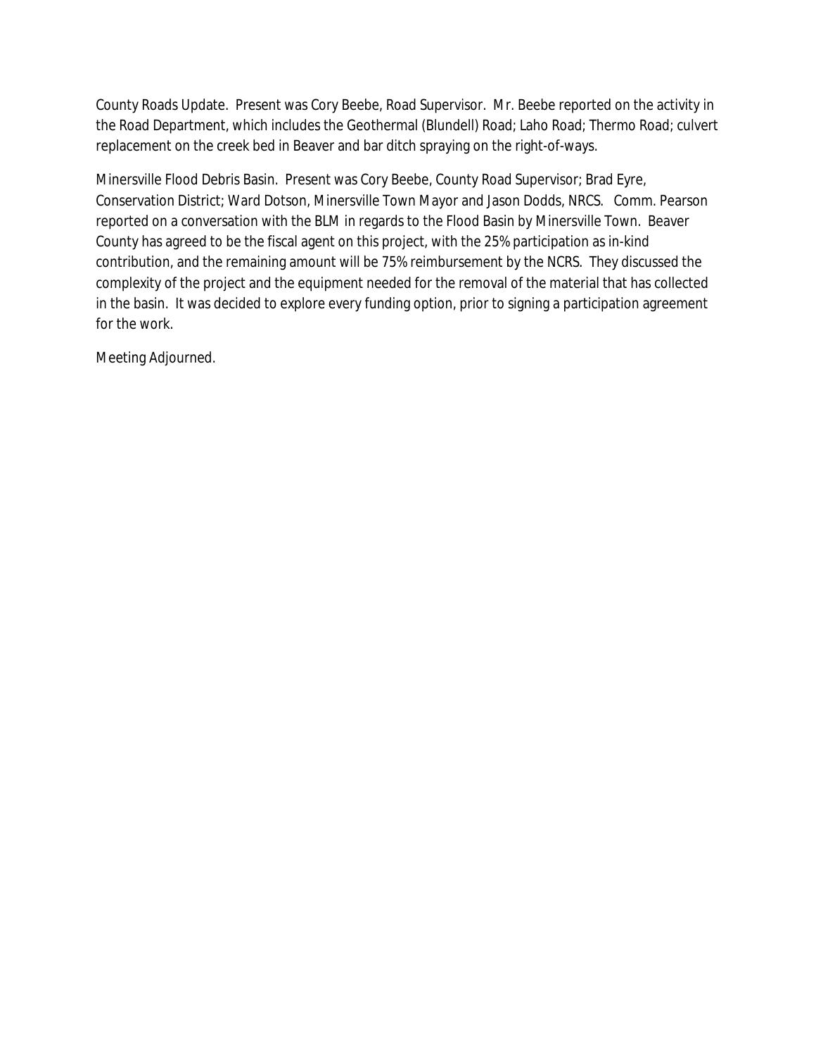County Roads Update. Present was Cory Beebe, Road Supervisor. Mr. Beebe reported on the activity in the Road Department, which includes the Geothermal (Blundell) Road; Laho Road; Thermo Road; culvert replacement on the creek bed in Beaver and bar ditch spraying on the right-of-ways.

Minersville Flood Debris Basin. Present was Cory Beebe, County Road Supervisor; Brad Eyre, Conservation District; Ward Dotson, Minersville Town Mayor and Jason Dodds, NRCS. Comm. Pearson reported on a conversation with the BLM in regards to the Flood Basin by Minersville Town. Beaver County has agreed to be the fiscal agent on this project, with the 25% participation as in-kind contribution, and the remaining amount will be 75% reimbursement by the NCRS. They discussed the complexity of the project and the equipment needed for the removal of the material that has collected in the basin. It was decided to explore every funding option, prior to signing a participation agreement for the work.

Meeting Adjourned.